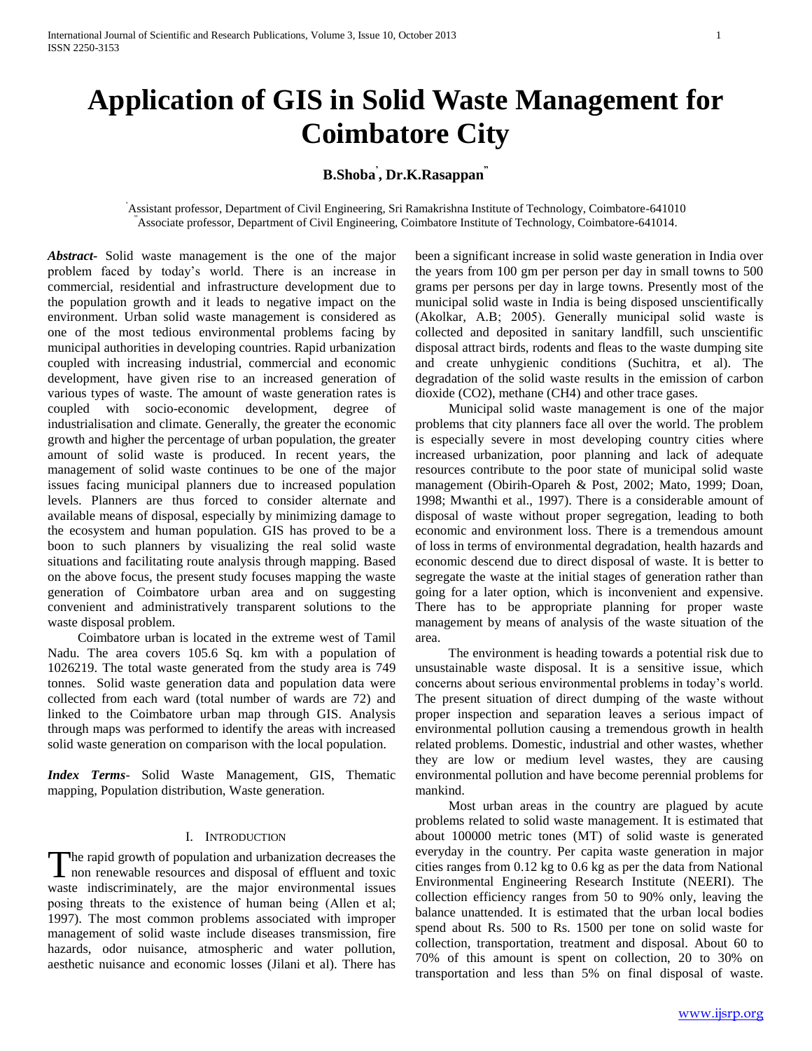# Application of GIS in Solid Waste Management for Coimbatore City

**B.Shoba[*], Dr.K.Rasappan[**]**

[*] Assistant professor, Department of Civil Engineering, Sri Ramakrishna Institute of Technology, Coimbatore-641010
[**] Associate professor, Department of Civil Engineering, Coimbatore Institute of Technology, Coimbatore-641014.

***Abstract-*** Solid waste management is the one of the major problem faced by today's world. There is an increase in commercial, residential and infrastructure development due to the population growth and it leads to negative impact on the environment. Urban solid waste management is considered as one of the most tedious environmental problems facing by municipal authorities in developing countries. Rapid urbanization coupled with increasing industrial, commercial and economic development, have given rise to an increased generation of various types of waste. The amount of waste generation rates is coupled with socio-economic development, degree of industrialisation and climate. Generally, the greater the economic growth and higher the percentage of urban population, the greater amount of solid waste is produced. In recent years, the management of solid waste continues to be one of the major issues facing municipal planners due to increased population levels. Planners are thus forced to consider alternate and available means of disposal, especially by minimizing damage to the ecosystem and human population. GIS has proved to be a boon to such planners by visualizing the real solid waste situations and facilitating route analysis through mapping. Based on the above focus, the present study focuses mapping the waste generation of Coimbatore urban area and on suggesting convenient and administratively transparent solutions to the waste disposal problem.

Coimbatore urban is located in the extreme west of Tamil Nadu. The area covers 105.6 Sq. km with a population of 1026219. The total waste generated from the study area is 749 tonnes. Solid waste generation data and population data were collected from each ward (total number of wards are 72) and linked to the Coimbatore urban map through GIS. Analysis through maps was performed to identify the areas with increased solid waste generation on comparison with the local population.

***Index Terms-*** Solid Waste Management, GIS, Thematic mapping, Population distribution, Waste generation.

## I. INTRODUCTION

The rapid growth of population and urbanization decreases the non renewable resources and disposal of effluent and toxic waste indiscriminately, are the major environmental issues posing threats to the existence of human being (Allen et al; 1997). The most common problems associated with improper management of solid waste include diseases transmission, fire hazards, odor nuisance, atmospheric and water pollution, aesthetic nuisance and economic losses (Jilani et al). There has been a significant increase in solid waste generation in India over the years from 100 gm per person per day in small towns to 500 grams per persons per day in large towns. Presently most of the municipal solid waste in India is being disposed unscientifically (Akolkar, A.B; 2005). Generally municipal solid waste is collected and deposited in sanitary landfill, such unscientific disposal attract birds, rodents and fleas to the waste dumping site and create unhygienic conditions (Suchitra, et al). The degradation of the solid waste results in the emission of carbon dioxide ($CO_2$), methane ($CH_4$) and other trace gases.

Municipal solid waste management is one of the major problems that city planners face all over the world. The problem is especially severe in most developing country cities where increased urbanization, poor planning and lack of adequate resources contribute to the poor state of municipal solid waste management (Obirih-Opareh & Post, 2002; Mato, 1999; Doan, 1998; Mwanthi et al., 1997). There is a considerable amount of disposal of waste without proper segregation, leading to both economic and environment loss. There is a tremendous amount of loss in terms of environmental degradation, health hazards and economic descend due to direct disposal of waste. It is better to segregate the waste at the initial stages of generation rather than going for a later option, which is inconvenient and expensive. There has to be appropriate planning for proper waste management by means of analysis of the waste situation of the area.

The environment is heading towards a potential risk due to unsustainable waste disposal. It is a sensitive issue, which concerns about serious environmental problems in today's world. The present situation of direct dumping of the waste without proper inspection and separation leaves a serious impact of environmental pollution causing a tremendous growth in health related problems. Domestic, industrial and other wastes, whether they are low or medium level wastes, they are causing environmental pollution and have become perennial problems for mankind.

Most urban areas in the country are plagued by acute problems related to solid waste management. It is estimated that about 100000 metric tones (MT) of solid waste is generated everyday in the country. Per capita waste generation in major cities ranges from 0.12 kg to 0.6 kg as per the data from National Environmental Engineering Research Institute (NEERI). The collection efficiency ranges from 50 to 90% only, leaving the balance unattended. It is estimated that the urban local bodies spend about Rs. 500 to Rs. 1500 per tone on solid waste for collection, transportation, treatment and disposal. About 60 to 70% of this amount is spent on collection, 20 to 30% on transportation and less than 5% on final disposal of waste.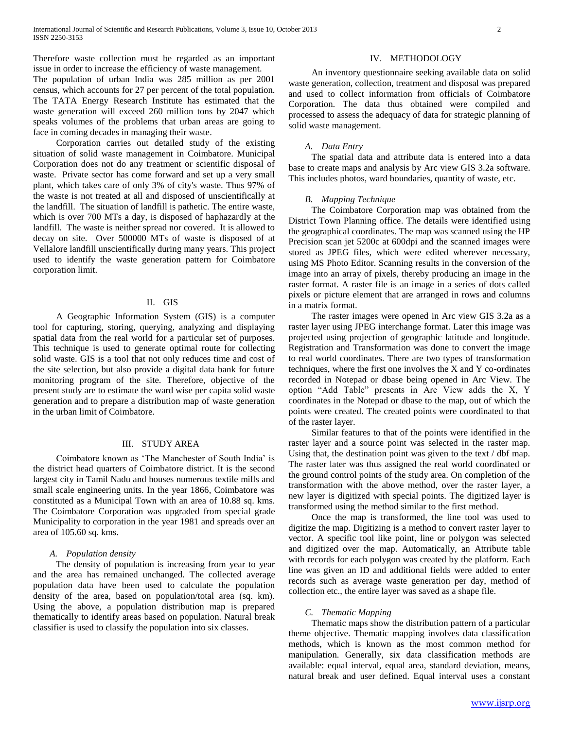Therefore waste collection must be regarded as an important issue in order to increase the efficiency of waste management.

The population of urban India was 285 million as per 2001 census, which accounts for 27 per percent of the total population. The TATA Energy Research Institute has estimated that the waste generation will exceed 260 million tons by 2047 which speaks volumes of the problems that urban areas are going to face in coming decades in managing their waste.

Corporation carries out detailed study of the existing situation of solid waste management in Coimbatore. Municipal Corporation does not do any treatment or scientific disposal of waste. Private sector has come forward and set up a very small plant, which takes care of only 3% of city's waste. Thus 97% of the waste is not treated at all and disposed of unscientifically at the landfill. The situation of landfill is pathetic. The entire waste, which is over 700 MTs a day, is disposed of haphazardly at the landfill. The waste is neither spread nor covered. It is allowed to decay on site. Over 500000 MTs of waste is disposed of at Vellalore landfill unscientifically during many years. This project used to identify the waste generation pattern for Coimbatore corporation limit.

## II. GIS

A Geographic Information System (GIS) is a computer tool for capturing, storing, querying, analyzing and displaying spatial data from the real world for a particular set of purposes. This technique is used to generate optimal route for collecting solid waste. GIS is a tool that not only reduces time and cost of the site selection, but also provide a digital data bank for future monitoring program of the site. Therefore, objective of the present study are to estimate the ward wise per capita solid waste generation and to prepare a distribution map of waste generation in the urban limit of Coimbatore.

## III. STUDY AREA

Coimbatore known as 'The Manchester of South India' is the district head quarters of Coimbatore district. It is the second largest city in Tamil Nadu and houses numerous textile mills and small scale engineering units. In the year 1866, Coimbatore was constituted as a Municipal Town with an area of 10.88 sq. kms. The Coimbatore Corporation was upgraded from special grade Municipality to corporation in the year 1981 and spreads over an area of 105.60 sq. kms.

### *A. Population density*

The density of population is increasing from year to year and the area has remained unchanged. The collected average population data have been used to calculate the population density of the area, based on population/total area (sq. km). Using the above, a population distribution map is prepared thematically to identify areas based on population. Natural break classifier is used to classify the population into six classes.

## IV. METHODOLOGY

An inventory questionnaire seeking available data on solid waste generation, collection, treatment and disposal was prepared and used to collect information from officials of Coimbatore Corporation. The data thus obtained were compiled and processed to assess the adequacy of data for strategic planning of solid waste management.

### *A. Data Entry*

The spatial data and attribute data is entered into a data base to create maps and analysis by Arc view GIS 3.2a software. This includes photos, ward boundaries, quantity of waste, etc.

### *B. Mapping Technique*

The Coimbatore Corporation map was obtained from the District Town Planning office. The details were identified using the geographical coordinates. The map was scanned using the HP Precision scan jet 5200c at 600dpi and the scanned images were stored as JPEG files, which were edited wherever necessary, using MS Photo Editor. Scanning results in the conversion of the image into an array of pixels, thereby producing an image in the raster format. A raster file is an image in a series of dots called pixels or picture element that are arranged in rows and columns in a matrix format.

The raster images were opened in Arc view GIS 3.2a as a raster layer using JPEG interchange format. Later this image was projected using projection of geographic latitude and longitude. Registration and Transformation was done to convert the image to real world coordinates. There are two types of transformation techniques, where the first one involves the X and Y co-ordinates recorded in Notepad or dbase being opened in Arc View. The option "Add Table" presents in Arc View adds the X, Y coordinates in the Notepad or dbase to the map, out of which the points were created. The created points were coordinated to that of the raster layer.

Similar features to that of the points were identified in the raster layer and a source point was selected in the raster map. Using that, the destination point was given to the text / dbf map. The raster later was thus assigned the real world coordinated or the ground control points of the study area. On completion of the transformation with the above method, over the raster layer, a new layer is digitized with special points. The digitized layer is transformed using the method similar to the first method.

Once the map is transformed, the line tool was used to digitize the map. Digitizing is a method to convert raster layer to vector. A specific tool like point, line or polygon was selected and digitized over the map. Automatically, an Attribute table with records for each polygon was created by the platform. Each line was given an ID and additional fields were added to enter records such as average waste generation per day, method of collection etc., the entire layer was saved as a shape file.

### *C. Thematic Mapping*

Thematic maps show the distribution pattern of a particular theme objective. Thematic mapping involves data classification methods, which is known as the most common method for manipulation. Generally, six data classification methods are available: equal interval, equal area, standard deviation, means, natural break and user defined. Equal interval uses a constant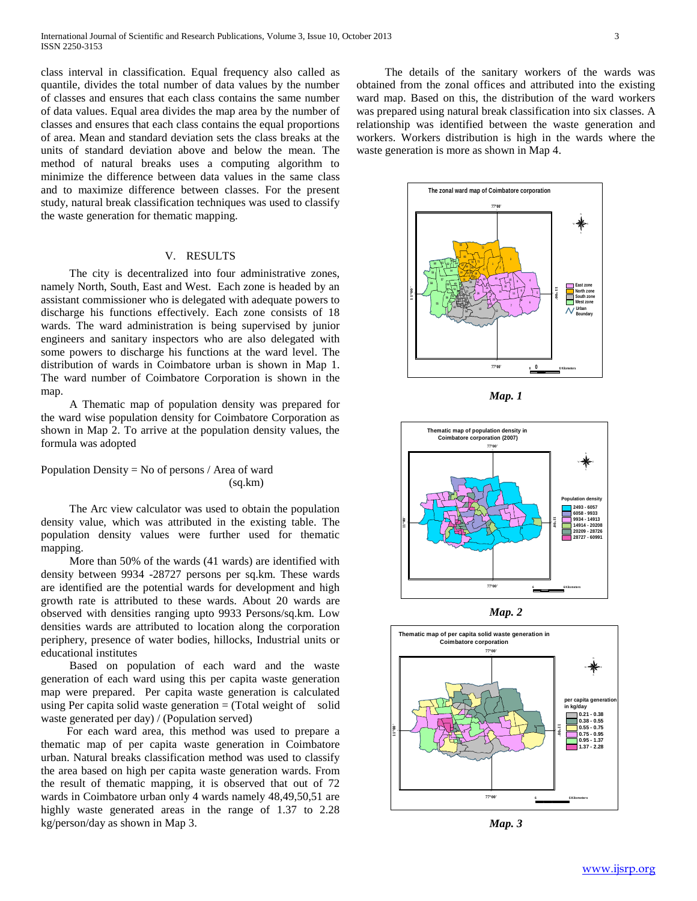class interval in classification. Equal frequency also called as quantile, divides the total number of data values by the number of classes and ensures that each class contains the same number of data values. Equal area divides the map area by the number of classes and ensures that each class contains the equal proportions of area. Mean and standard deviation sets the class breaks at the units of standard deviation above and below the mean. The method of natural breaks uses a computing algorithm to minimize the difference between data values in the same class and to maximize difference between classes. For the present study, natural break classification techniques was used to classify the waste generation for thematic mapping.

## V. RESULTS

The city is decentralized into four administrative zones, namely North, South, East and West. Each zone is headed by an assistant commissioner who is delegated with adequate powers to discharge his functions effectively. Each zone consists of 18 wards. The ward administration is being supervised by junior engineers and sanitary inspectors who are also delegated with some powers to discharge his functions at the ward level. The distribution of wards in Coimbatore urban is shown in Map 1. The ward number of Coimbatore Corporation is shown in the map.

A Thematic map of population density was prepared for the ward wise population density for Coimbatore Corporation as shown in Map 2. To arrive at the population density values, the formula was adopted

Population Density = No of persons / Area of ward (sq.km)

The Arc view calculator was used to obtain the population density value, which was attributed in the existing table. The population density values were further used for thematic mapping.

More than 50% of the wards (41 wards) are identified with density between 9934 -28727 persons per sq.km. These wards are identified are the potential wards for development and high growth rate is attributed to these wards. About 20 wards are observed with densities ranging upto 9933 Persons/sq.km. Low densities wards are attributed to location along the corporation periphery, presence of water bodies, hillocks, Industrial units or educational institutes

Based on population of each ward and the waste generation of each ward using this per capita waste generation map were prepared. Per capita waste generation is calculated using Per capita solid waste generation = (Total weight of solid waste generated per day) / (Population served)

For each ward area, this method was used to prepare a thematic map of per capita waste generation in Coimbatore urban. Natural breaks classification method was used to classify the area based on high per capita waste generation wards. From the result of thematic mapping, it is observed that out of 72 wards in Coimbatore urban only 4 wards namely 48,49,50,51 are highly waste generated areas in the range of 1.37 to 2.28 kg/person/day as shown in Map 3.

The details of the sanitary workers of the wards was obtained from the zonal offices and attributed into the existing ward map. Based on this, the distribution of the ward workers was prepared using natural break classification into six classes. A relationship was identified between the waste generation and workers. Workers distribution is high in the wards where the waste generation is more as shown in Map 4.

*Map. 1*

*Map. 2*

*Map. 3*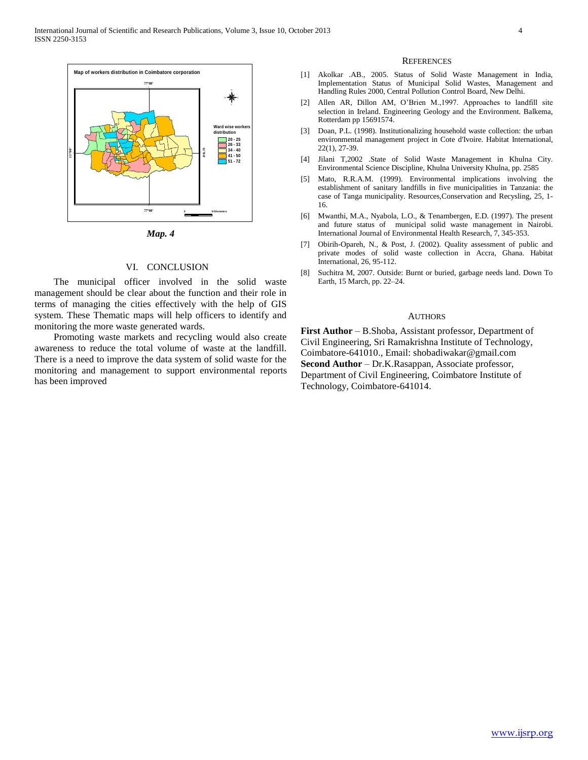Map of workers distribution in Coimbatore corporation

77°00'

Ward wise workers distribution

20 - 25
26 - 33
34 - 40
41 - 50
51 - 72

77°00'

0 5 Kilometers

*Map. 4*

## VI. CONCLUSION

The municipal officer involved in the solid waste management should be clear about the function and their role in terms of managing the cities effectively with the help of GIS system. These Thematic maps will help officers to identify and monitoring the more waste generated wards.

Promoting waste markets and recycling would also create awareness to reduce the total volume of waste at the landfill. There is a need to improve the data system of solid waste for the monitoring and management to support environmental reports has been improved

## REFERENCES

[1] Akolkar .AB., 2005. Status of Solid Waste Management in India, Implementation Status of Municipal Solid Wastes, Management and Handling Rules 2000, Central Pollution Control Board, New Delhi.

[2] Allen AR, Dillon AM, O'Brien M.,1997. Approaches to landfill site selection in Ireland. Engineering Geology and the Environment. Balkema, Rotterdam pp 15691574.

[3] Doan, P.L. (1998). Institutionalizing household waste collection: the urban environmental management project in Cote d'Ivoire. Habitat International, 22(1), 27-39.

[4] Jilani T,2002 .State of Solid Waste Management in Khulna City. Environmental Science Discipline, Khulna University Khulna, pp. 2585

[5] Mato, R.R.A.M. (1999). Environmental implications involving the establishment of sanitary landfills in five municipalities in Tanzania: the case of Tanga municipality. Resources,Conservation and Recysling, 25, 1-16.

[6] Mwanthi, M.A., Nyabola, L.O., & Tenambergen, E.D. (1997). The present and future status of municipal solid waste management in Nairobi. International Journal of Environmental Health Research, 7, 345-353.

[7] Obirih-Opareh, N., & Post, J. (2002). Quality assessment of public and private modes of solid waste collection in Accra, Ghana. Habitat International, 26, 95-112.

[8] Suchitra M, 2007. Outside: Burnt or buried, garbage needs land. Down To Earth, 15 March, pp. 22–24.

## AUTHORS

**First Author** – B.Shoba, Assistant professor, Department of Civil Engineering, Sri Ramakrishna Institute of Technology, Coimbatore-641010., Email: shobadiwakar@gmail.com

**Second Author** – Dr.K.Rasappan, Associate professor, Department of Civil Engineering, Coimbatore Institute of Technology, Coimbatore-641014.